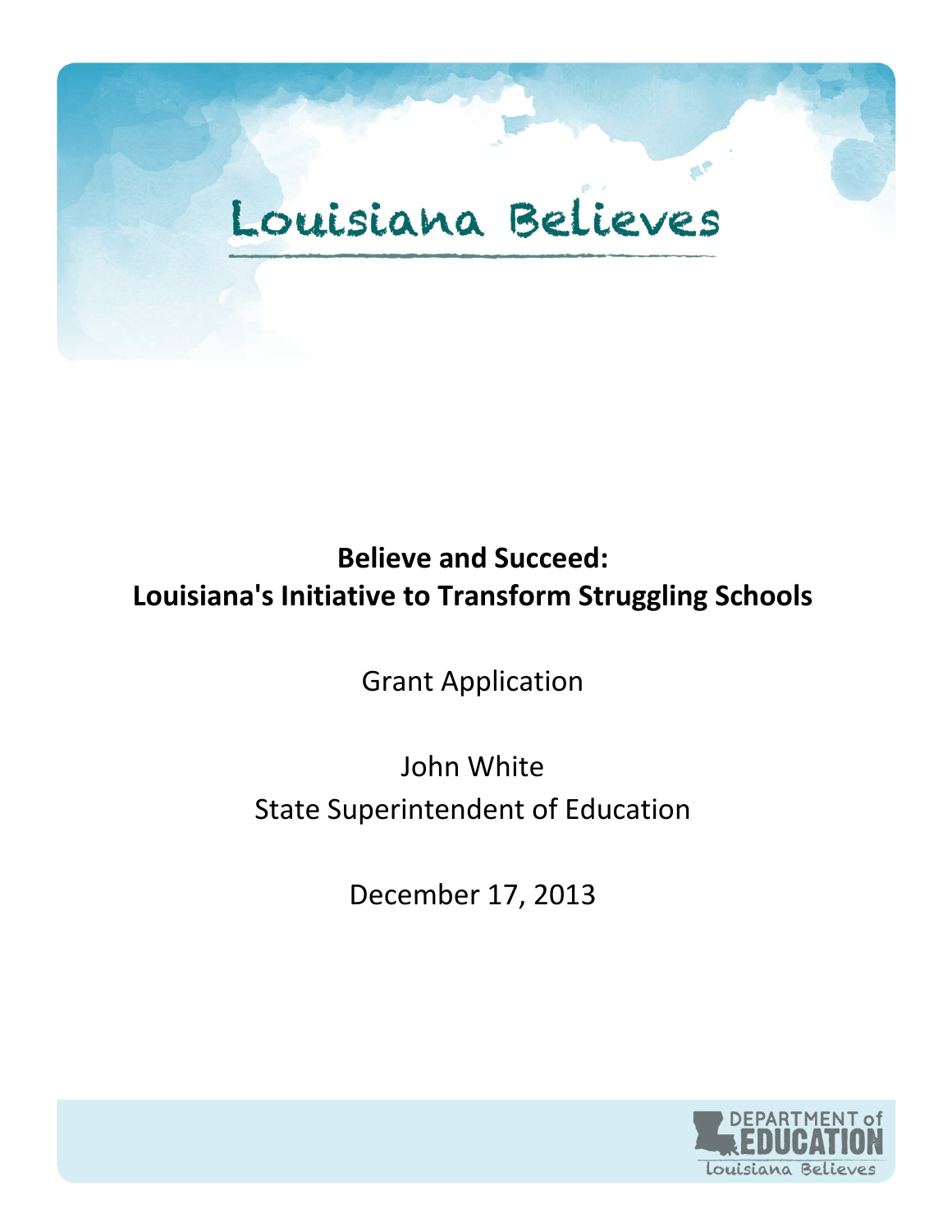Louisiana Believes

# Believe and Succeed: Louisiana's Initiative to Transform Struggling Schools

Grant Application

John White

State Superintendent of Education

December 17, 2013

DEPARTMENT of EDUCATION

Louisiana Believes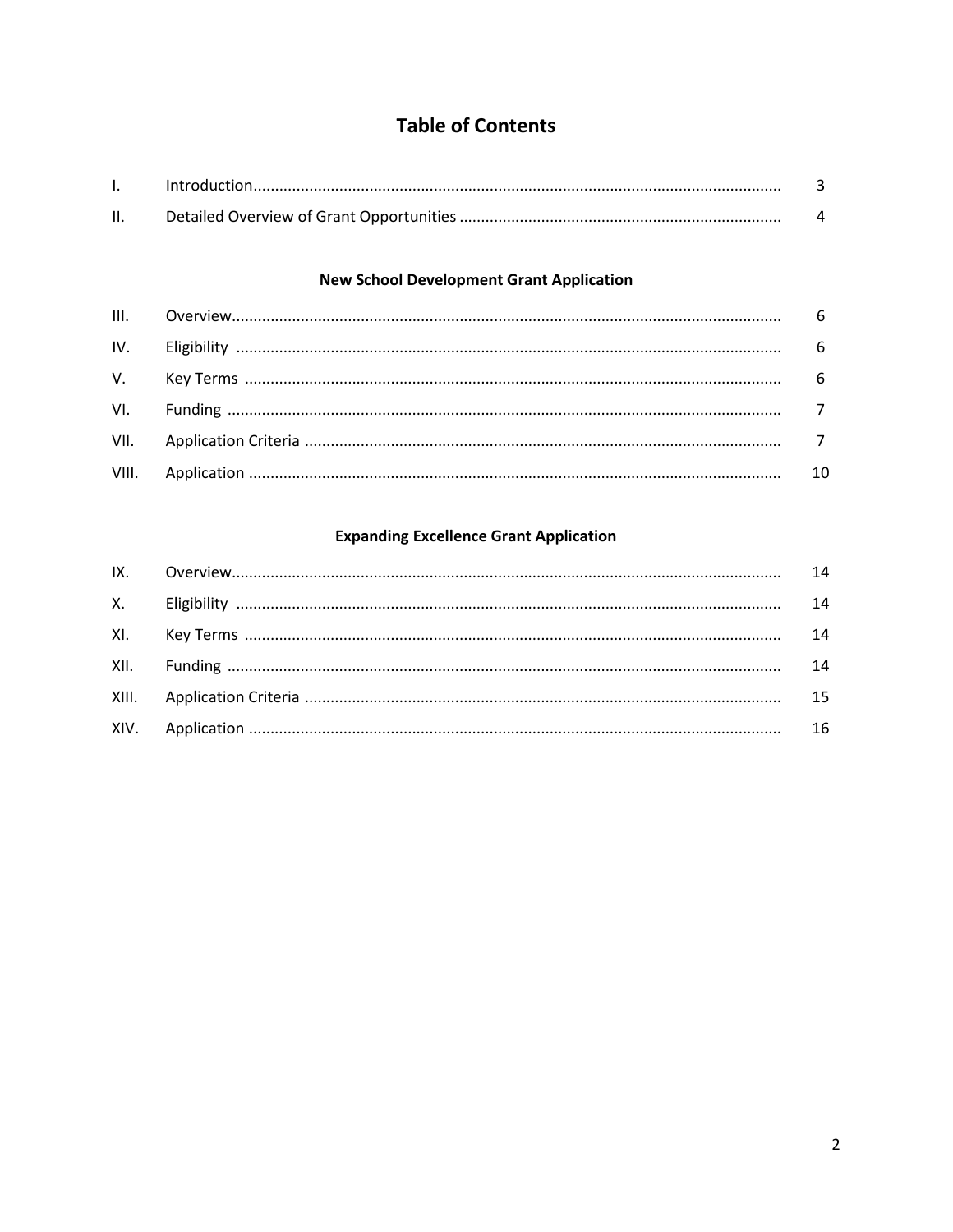# Table of Contents

| | | |
|---|---|---|
| I. | Introduction | 3 |
| II. | Detailed Overview of Grant Opportunities | 4 |

### New School Development Grant Application

| | | |
|---|---|---|
| III. | Overview | 6 |
| IV. | Eligibility | 6 |
| V. | Key Terms | 6 |
| VI. | Funding | 7 |
| VII. | Application Criteria | 7 |
| VIII. | Application | 10 |

### Expanding Excellence Grant Application

| | | |
|---|---|---|
| IX. | Overview | 14 |
| X. | Eligibility | 14 |
| XI. | Key Terms | 14 |
| XII. | Funding | 14 |
| XIII. | Application Criteria | 15 |
| XIV. | Application | 16 |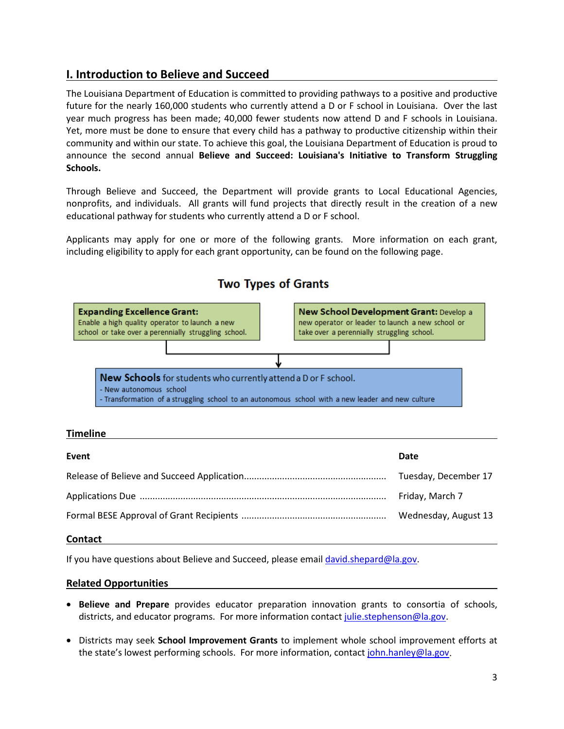## I. Introduction to Believe and Succeed

The Louisiana Department of Education is committed to providing pathways to a positive and productive future for the nearly 160,000 students who currently attend a D or F school in Louisiana. Over the last year much progress has been made; 40,000 fewer students now attend D and F schools in Louisiana. Yet, more must be done to ensure that every child has a pathway to productive citizenship within their community and within our state. To achieve this goal, the Louisiana Department of Education is proud to announce the second annual **Believe and Succeed: Louisiana's Initiative to Transform Struggling Schools.**

Through Believe and Succeed, the Department will provide grants to Local Educational Agencies, nonprofits, and individuals. All grants will fund projects that directly result in the creation of a new educational pathway for students who currently attend a D or F school.

Applicants may apply for one or more of the following grants. More information on each grant, including eligibility to apply for each grant opportunity, can be found on the following page.

### Two Types of Grants

**Expanding Excellence Grant:** Enable a high quality operator to launch a new school or take over a perennially struggling school.

**New School Development Grant:** Develop a new operator or leader to launch a new school or take over a perennially struggling school.

**New Schools** for students who currently attend a D or F school.
- New autonomous school
- Transformation of a struggling school to an autonomous school with a new leader and new culture

### Timeline

| Event | Date |
| --- | --- |
| Release of Believe and Succeed Application | Tuesday, December 17 |
| Applications Due | Friday, March 7 |
| Formal BESE Approval of Grant Recipients | Wednesday, August 13 |

### Contact

If you have questions about Believe and Succeed, please email david.shepard@la.gov.

### Related Opportunities

- **Believe and Prepare** provides educator preparation innovation grants to consortia of schools, districts, and educator programs. For more information contact julie.stephenson@la.gov.
- Districts may seek **School Improvement Grants** to implement whole school improvement efforts at the state's lowest performing schools. For more information, contact john.hanley@la.gov.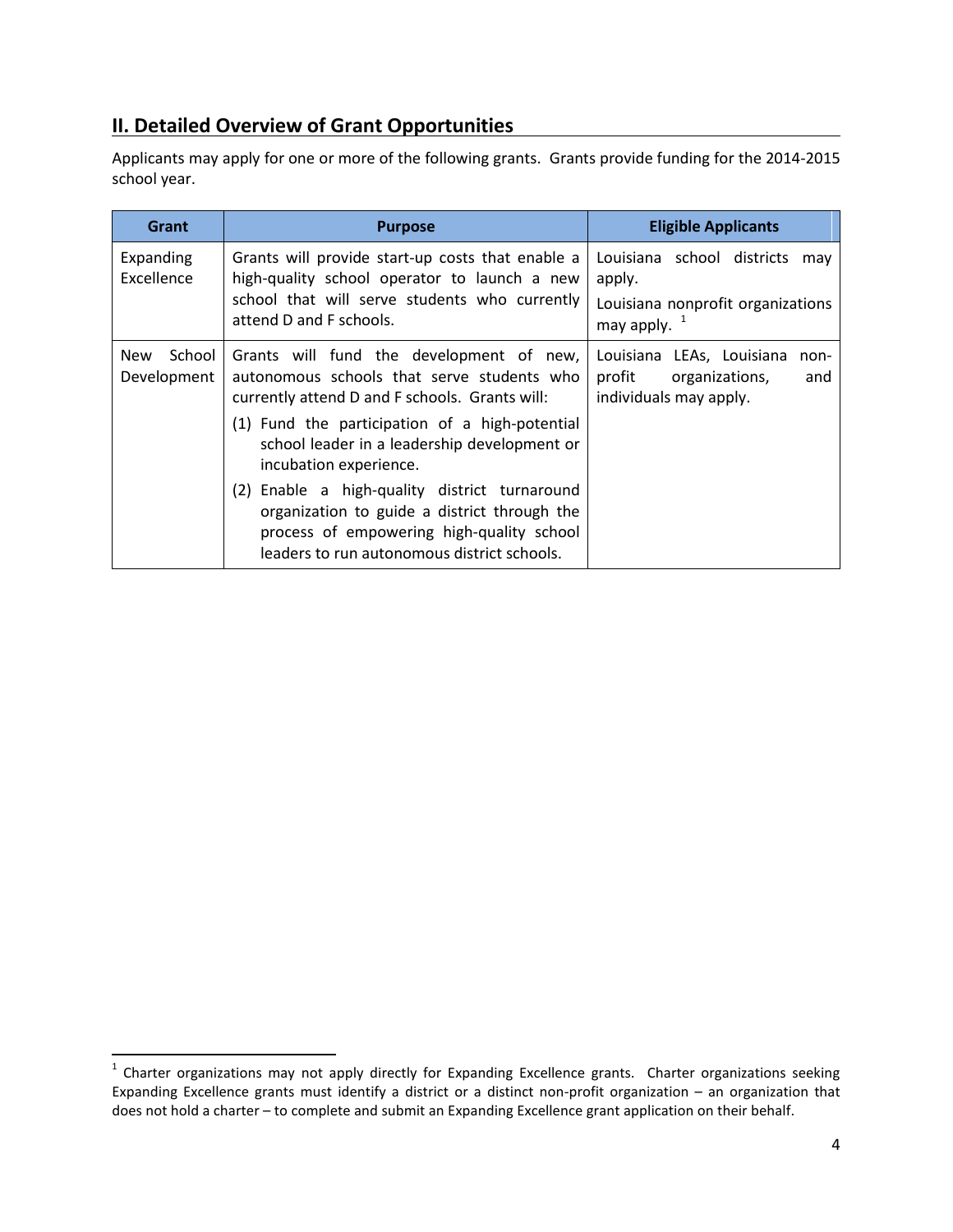## II. Detailed Overview of Grant Opportunities

Applicants may apply for one or more of the following grants. Grants provide funding for the 2014-2015 school year.

| Grant | Purpose | Eligible Applicants |
| --- | --- | --- |
| Expanding Excellence | Grants will provide start-up costs that enable a high-quality school operator to launch a new school that will serve students who currently attend D and F schools. | Louisiana school districts may apply.<br>Louisiana nonprofit organizations may apply. [1] |
| New School Development | Grants will fund the development of new, autonomous schools that serve students who currently attend D and F schools. Grants will:<br>(1) Fund the participation of a high-potential school leader in a leadership development or incubation experience.<br>(2) Enable a high-quality district turnaround organization to guide a district through the process of empowering high-quality school leaders to run autonomous district schools. | Louisiana LEAs, Louisiana non-profit organizations, and individuals may apply. |

[1] Charter organizations may not apply directly for Expanding Excellence grants. Charter organizations seeking Expanding Excellence grants must identify a district or a distinct non-profit organization – an organization that does not hold a charter – to complete and submit an Expanding Excellence grant application on their behalf.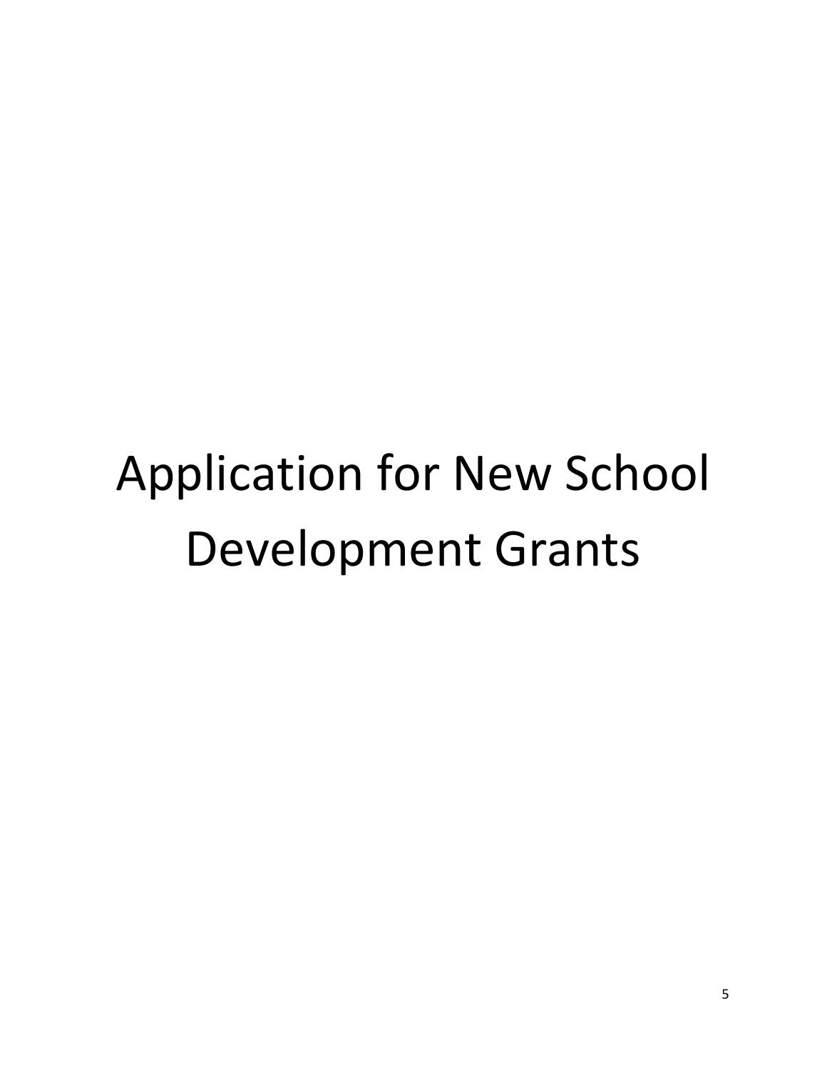# Application for New School Development Grants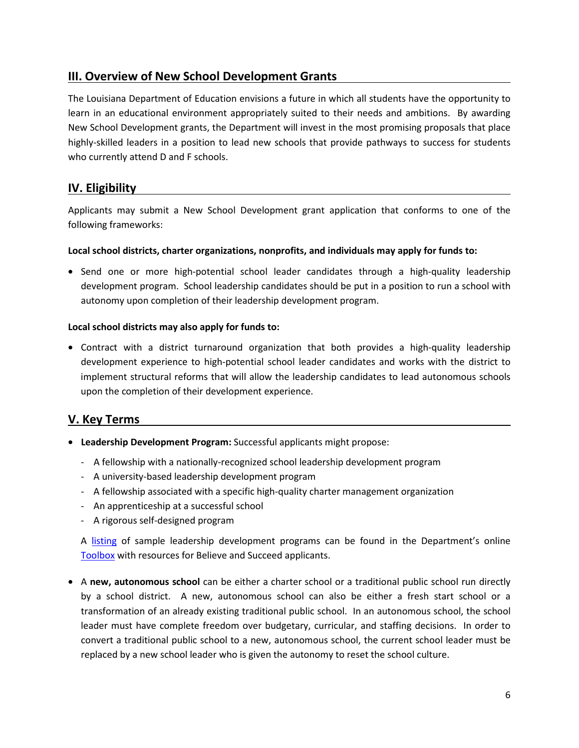## III. Overview of New School Development Grants

The Louisiana Department of Education envisions a future in which all students have the opportunity to learn in an educational environment appropriately suited to their needs and ambitions. By awarding New School Development grants, the Department will invest in the most promising proposals that place highly-skilled leaders in a position to lead new schools that provide pathways to success for students who currently attend D and F schools.

## IV. Eligibility

Applicants may submit a New School Development grant application that conforms to one of the following frameworks:

**Local school districts, charter organizations, nonprofits, and individuals may apply for funds to:**

- Send one or more high-potential school leader candidates through a high-quality leadership development program. School leadership candidates should be put in a position to run a school with autonomy upon completion of their leadership development program.

**Local school districts may also apply for funds to:**

- Contract with a district turnaround organization that both provides a high-quality leadership development experience to high-potential school leader candidates and works with the district to implement structural reforms that will allow the leadership candidates to lead autonomous schools upon the completion of their development experience.

## V. Key Terms

- **Leadership Development Program:** Successful applicants might propose:
  - A fellowship with a nationally-recognized school leadership development program
  - A university-based leadership development program
  - A fellowship associated with a specific high-quality charter management organization
  - An apprenticeship at a successful school
  - A rigorous self-designed program

  A listing of sample leadership development programs can be found in the Department's online Toolbox with resources for Believe and Succeed applicants.

- A **new, autonomous school** can be either a charter school or a traditional public school run directly by a school district. A new, autonomous school can also be either a fresh start school or a transformation of an already existing traditional public school. In an autonomous school, the school leader must have complete freedom over budgetary, curricular, and staffing decisions. In order to convert a traditional public school to a new, autonomous school, the current school leader must be replaced by a new school leader who is given the autonomy to reset the school culture.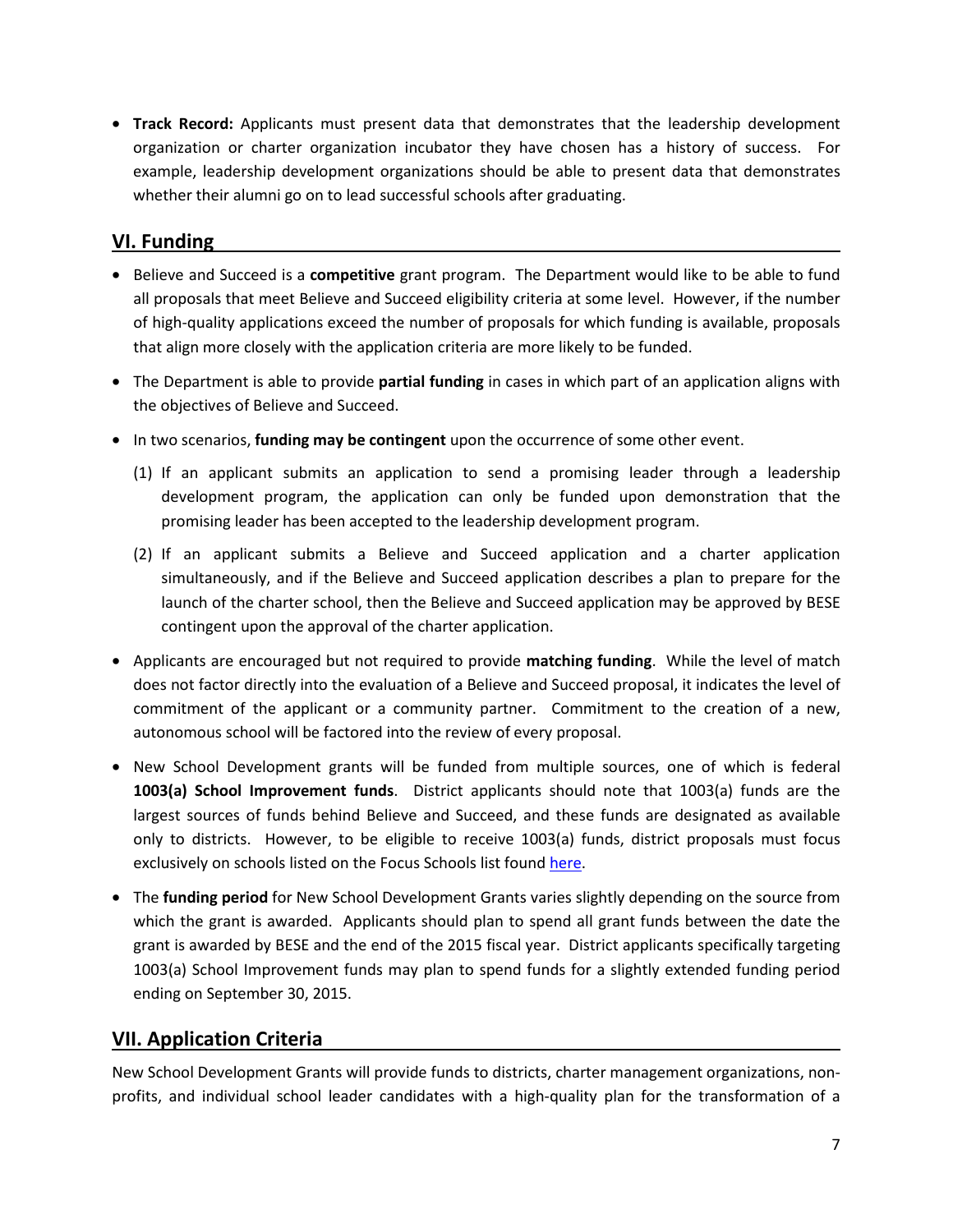- **Track Record:** Applicants must present data that demonstrates that the leadership development organization or charter organization incubator they have chosen has a history of success. For example, leadership development organizations should be able to present data that demonstrates whether their alumni go on to lead successful schools after graduating.

## VI. Funding

- Believe and Succeed is a **competitive** grant program. The Department would like to be able to fund all proposals that meet Believe and Succeed eligibility criteria at some level. However, if the number of high-quality applications exceed the number of proposals for which funding is available, proposals that align more closely with the application criteria are more likely to be funded.
- The Department is able to provide **partial funding** in cases in which part of an application aligns with the objectives of Believe and Succeed.
- In two scenarios, **funding may be contingent** upon the occurrence of some other event.
  (1) If an applicant submits an application to send a promising leader through a leadership development program, the application can only be funded upon demonstration that the promising leader has been accepted to the leadership development program.
  (2) If an applicant submits a Believe and Succeed application and a charter application simultaneously, and if the Believe and Succeed application describes a plan to prepare for the launch of the charter school, then the Believe and Succeed application may be approved by BESE contingent upon the approval of the charter application.
- Applicants are encouraged but not required to provide **matching funding**. While the level of match does not factor directly into the evaluation of a Believe and Succeed proposal, it indicates the level of commitment of the applicant or a community partner. Commitment to the creation of a new, autonomous school will be factored into the review of every proposal.
- New School Development grants will be funded from multiple sources, one of which is federal **1003(a) School Improvement funds**. District applicants should note that 1003(a) funds are the largest sources of funds behind Believe and Succeed, and these funds are designated as available only to districts. However, to be eligible to receive 1003(a) funds, district proposals must focus exclusively on schools listed on the Focus Schools list found here.
- The **funding period** for New School Development Grants varies slightly depending on the source from which the grant is awarded. Applicants should plan to spend all grant funds between the date the grant is awarded by BESE and the end of the 2015 fiscal year. District applicants specifically targeting 1003(a) School Improvement funds may plan to spend funds for a slightly extended funding period ending on September 30, 2015.

## VII. Application Criteria

New School Development Grants will provide funds to districts, charter management organizations, non-profits, and individual school leader candidates with a high-quality plan for the transformation of a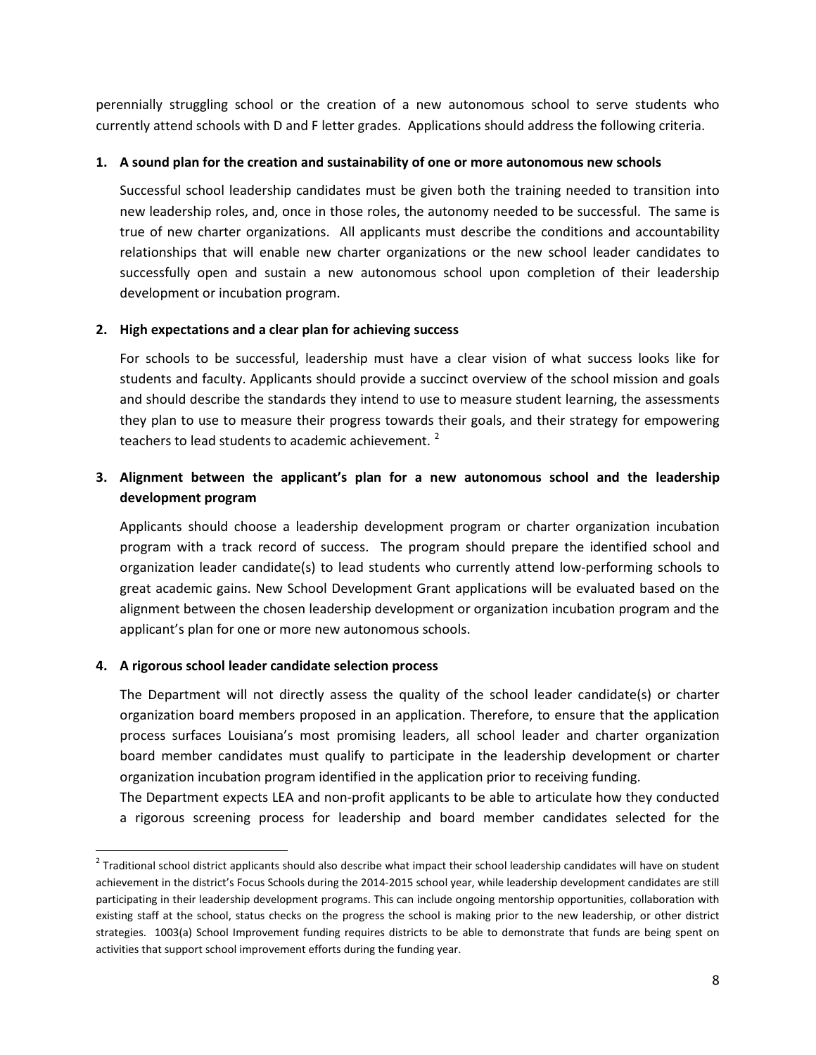perennially struggling school or the creation of a new autonomous school to serve students who currently attend schools with D and F letter grades. Applications should address the following criteria.

**1. A sound plan for the creation and sustainability of one or more autonomous new schools**

Successful school leadership candidates must be given both the training needed to transition into new leadership roles, and, once in those roles, the autonomy needed to be successful. The same is true of new charter organizations. All applicants must describe the conditions and accountability relationships that will enable new charter organizations or the new school leader candidates to successfully open and sustain a new autonomous school upon completion of their leadership development or incubation program.

**2. High expectations and a clear plan for achieving success**

For schools to be successful, leadership must have a clear vision of what success looks like for students and faculty. Applicants should provide a succinct overview of the school mission and goals and should describe the standards they intend to use to measure student learning, the assessments they plan to use to measure their progress towards their goals, and their strategy for empowering teachers to lead students to academic achievement. [2]

**3. Alignment between the applicant's plan for a new autonomous school and the leadership development program**

Applicants should choose a leadership development program or charter organization incubation program with a track record of success. The program should prepare the identified school and organization leader candidate(s) to lead students who currently attend low-performing schools to great academic gains. New School Development Grant applications will be evaluated based on the alignment between the chosen leadership development or organization incubation program and the applicant's plan for one or more new autonomous schools.

**4. A rigorous school leader candidate selection process**

The Department will not directly assess the quality of the school leader candidate(s) or charter organization board members proposed in an application. Therefore, to ensure that the application process surfaces Louisiana's most promising leaders, all school leader and charter organization board member candidates must qualify to participate in the leadership development or charter organization incubation program identified in the application prior to receiving funding.

The Department expects LEA and non-profit applicants to be able to articulate how they conducted a rigorous screening process for leadership and board member candidates selected for the

---

[2] Traditional school district applicants should also describe what impact their school leadership candidates will have on student achievement in the district's Focus Schools during the 2014-2015 school year, while leadership development candidates are still participating in their leadership development programs. This can include ongoing mentorship opportunities, collaboration with existing staff at the school, status checks on the progress the school is making prior to the new leadership, or other district strategies. 1003(a) School Improvement funding requires districts to be able to demonstrate that funds are being spent on activities that support school improvement efforts during the funding year.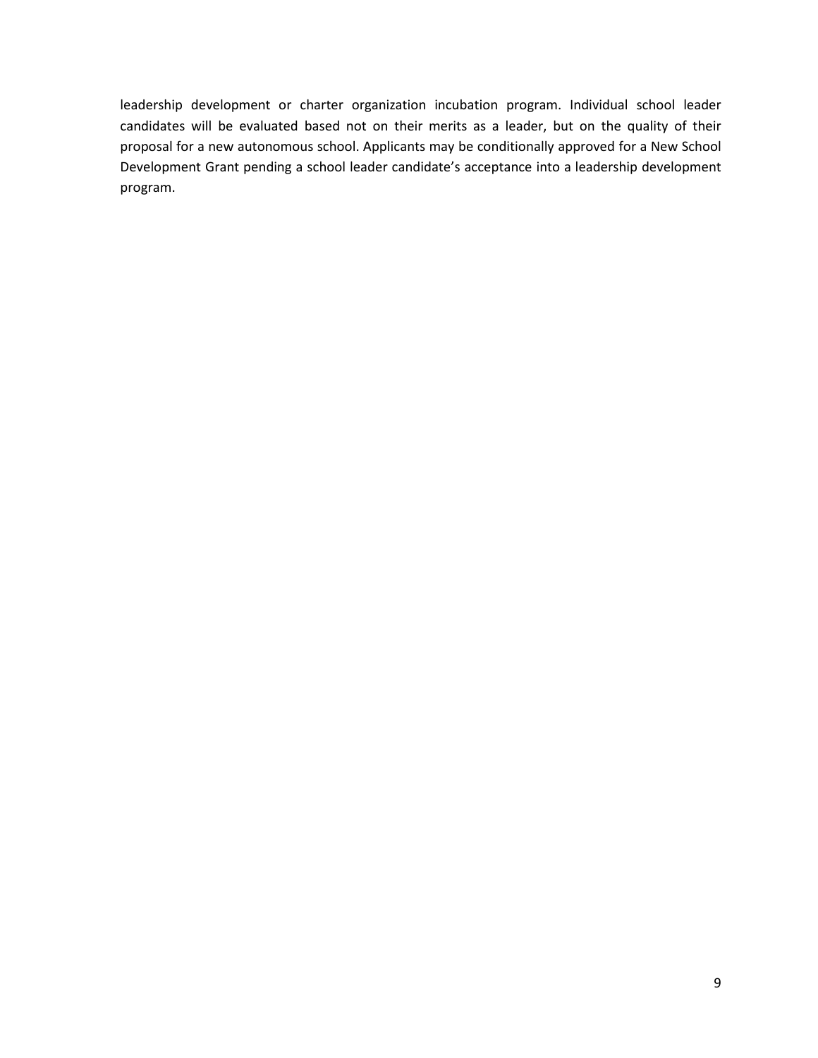leadership development or charter organization incubation program. Individual school leader candidates will be evaluated based not on their merits as a leader, but on the quality of their proposal for a new autonomous school. Applicants may be conditionally approved for a New School Development Grant pending a school leader candidate’s acceptance into a leadership development program.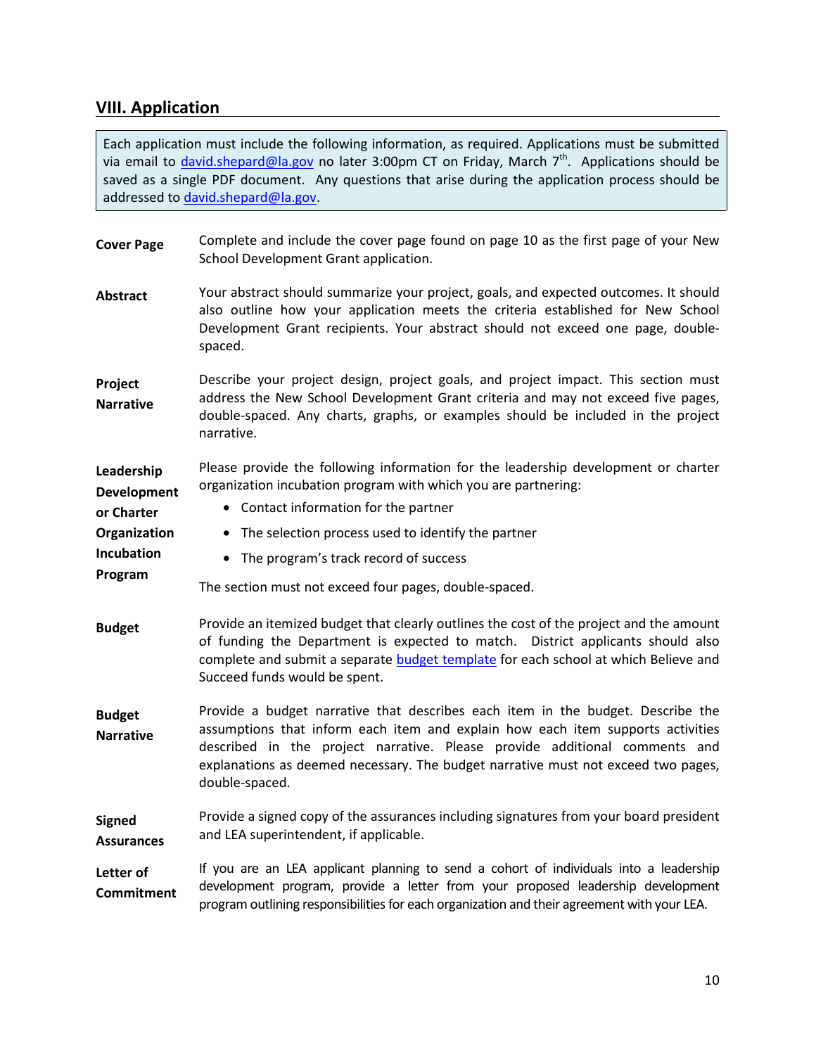## VIII. Application

Each application must include the following information, as required. Applications must be submitted via email to david.shepard@la.gov no later 3:00pm CT on Friday, March 7th. Applications should be saved as a single PDF document. Any questions that arise during the application process should be addressed to david.shepard@la.gov.

**Cover Page**

Complete and include the cover page found on page 10 as the first page of your New School Development Grant application.

**Abstract**

Your abstract should summarize your project, goals, and expected outcomes. It should also outline how your application meets the criteria established for New School Development Grant recipients. Your abstract should not exceed one page, double-spaced.

**Project Narrative**

Describe your project design, project goals, and project impact. This section must address the New School Development Grant criteria and may not exceed five pages, double-spaced. Any charts, graphs, or examples should be included in the project narrative.

**Leadership Development or Charter Organization Incubation Program**

Please provide the following information for the leadership development or charter organization incubation program with which you are partnering:

- Contact information for the partner
- The selection process used to identify the partner
- The program's track record of success

The section must not exceed four pages, double-spaced.

**Budget**

Provide an itemized budget that clearly outlines the cost of the project and the amount of funding the Department is expected to match. District applicants should also complete and submit a separate budget template for each school at which Believe and Succeed funds would be spent.

**Budget Narrative**

Provide a budget narrative that describes each item in the budget. Describe the assumptions that inform each item and explain how each item supports activities described in the project narrative. Please provide additional comments and explanations as deemed necessary. The budget narrative must not exceed two pages, double-spaced.

**Signed Assurances**

Provide a signed copy of the assurances including signatures from your board president and LEA superintendent, if applicable.

**Letter of Commitment**

If you are an LEA applicant planning to send a cohort of individuals into a leadership development program, provide a letter from your proposed leadership development program outlining responsibilities for each organization and their agreement with your LEA.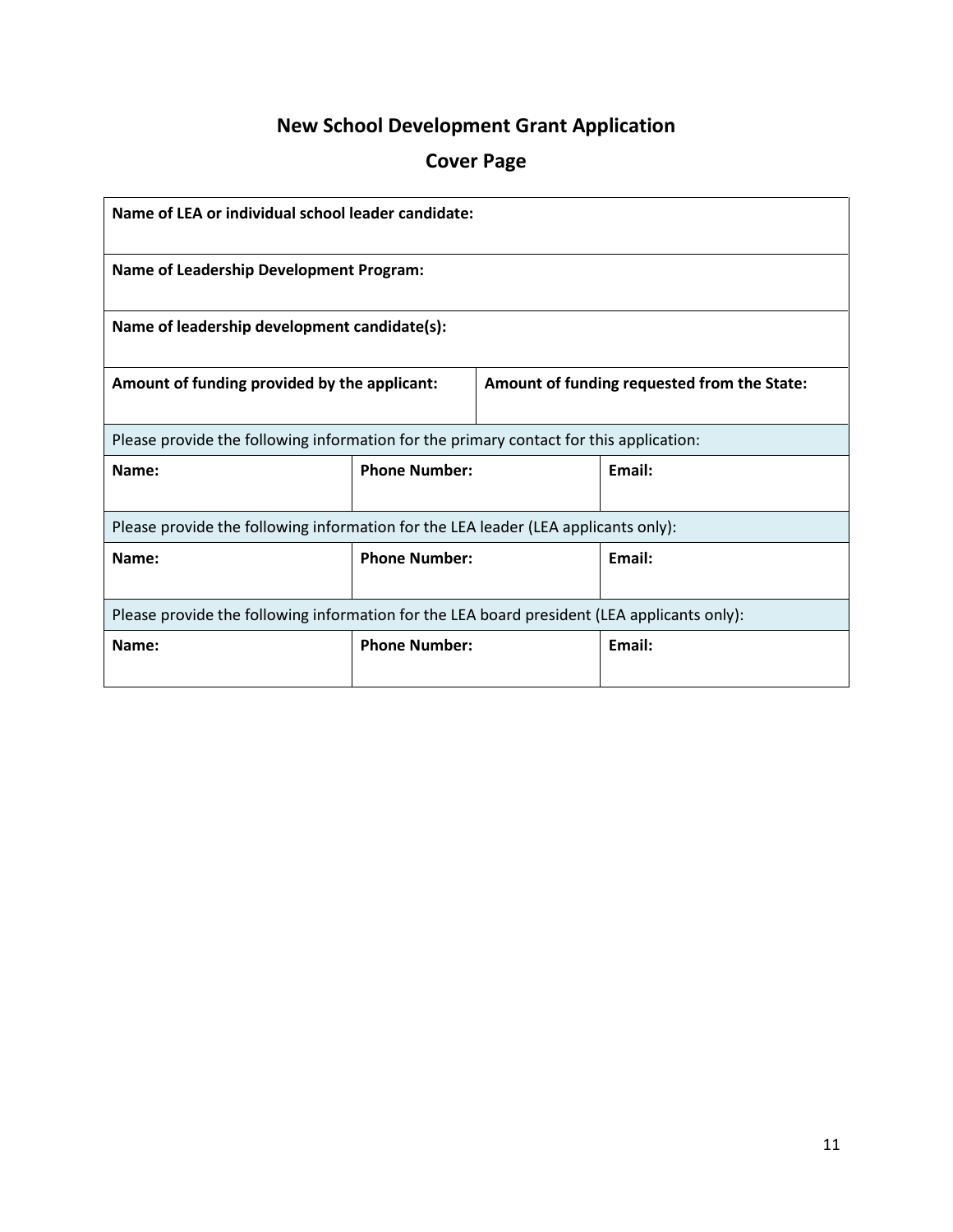# New School Development Grant Application

## Cover Page

| **Name of LEA or individual school leader candidate:** | | |
|---|---|---|
| **Name of Leadership Development Program:** | | |
| **Name of leadership development candidate(s):** | | |
| **Amount of funding provided by the applicant:** | **Amount of funding requested from the State:** | |
| Please provide the following information for the primary contact for this application: | | |
| **Name:** | **Phone Number:** | **Email:** |
| Please provide the following information for the LEA leader (LEA applicants only): | | |
| **Name:** | **Phone Number:** | **Email:** |
| Please provide the following information for the LEA board president (LEA applicants only): | | |
| **Name:** | **Phone Number:** | **Email:** |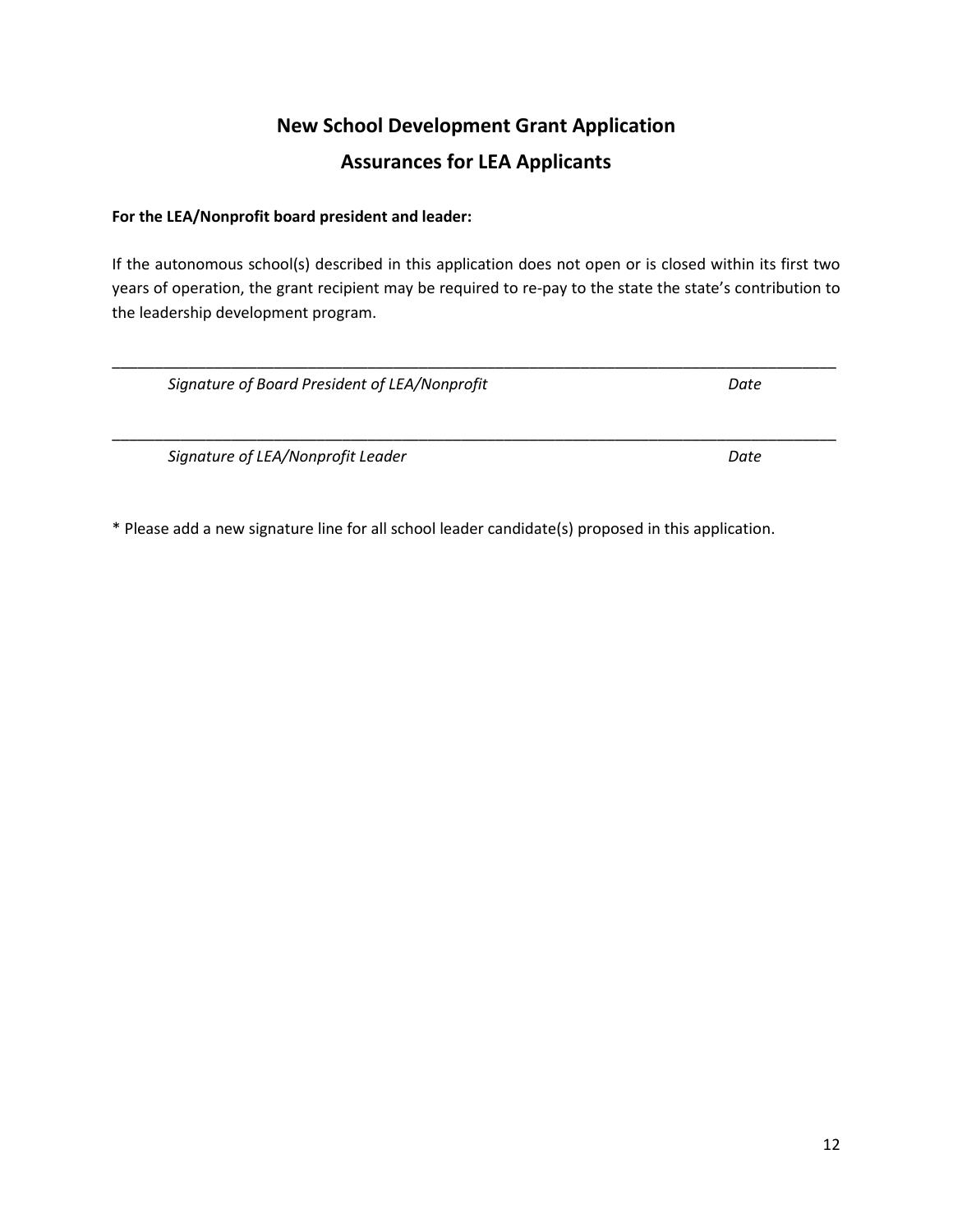# New School Development Grant Application

## Assurances for LEA Applicants

**For the LEA/Nonprofit board president and leader:**

If the autonomous school(s) described in this application does not open or is closed within its first two years of operation, the grant recipient may be required to re-pay to the state the state's contribution to the leadership development program.

_______________________________________________________________________________________

*Signature of Board President of LEA/Nonprofit* *Date*

_______________________________________________________________________________________

*Signature of LEA/Nonprofit Leader* *Date*

* Please add a new signature line for all school leader candidate(s) proposed in this application.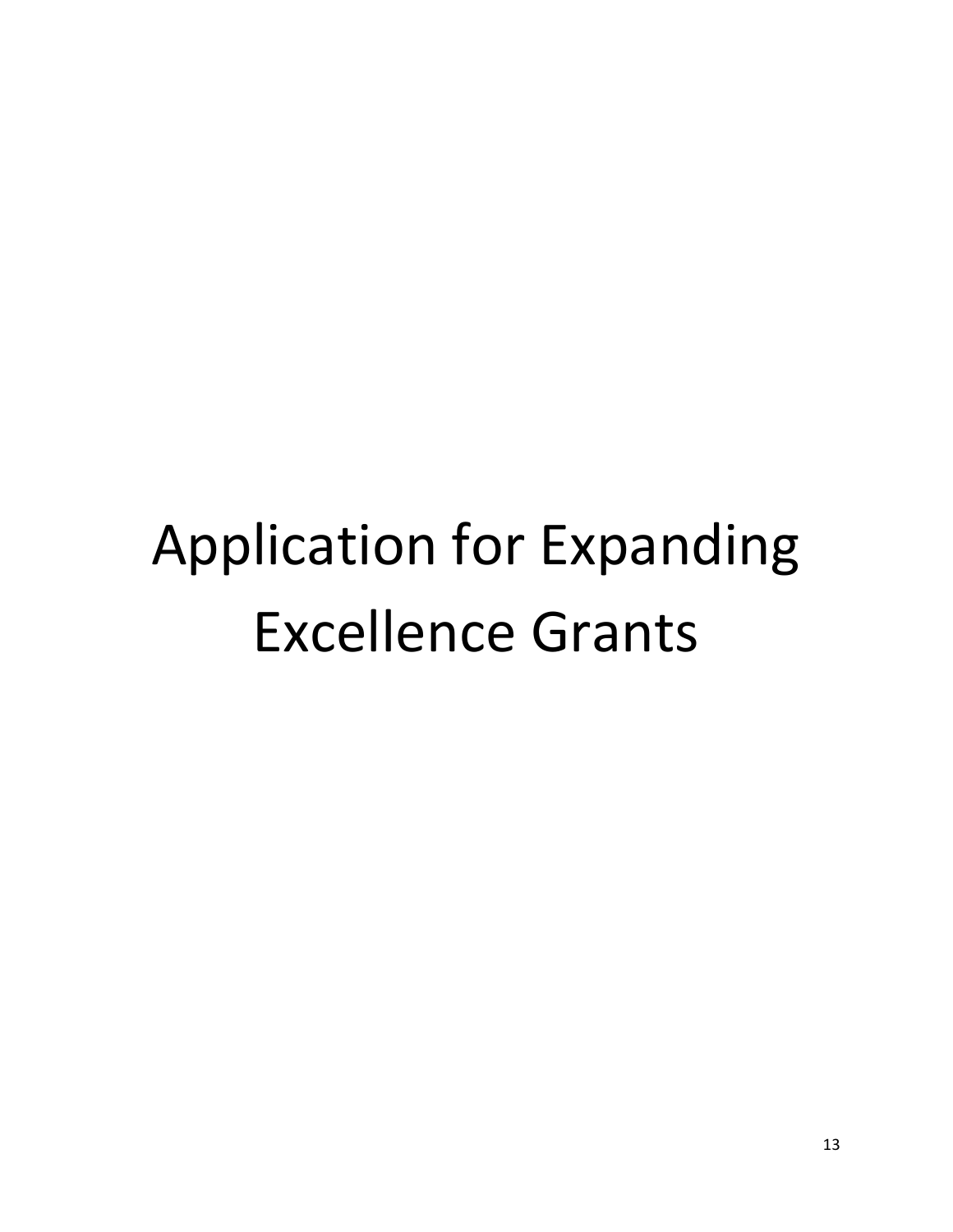# Application for Expanding Excellence Grants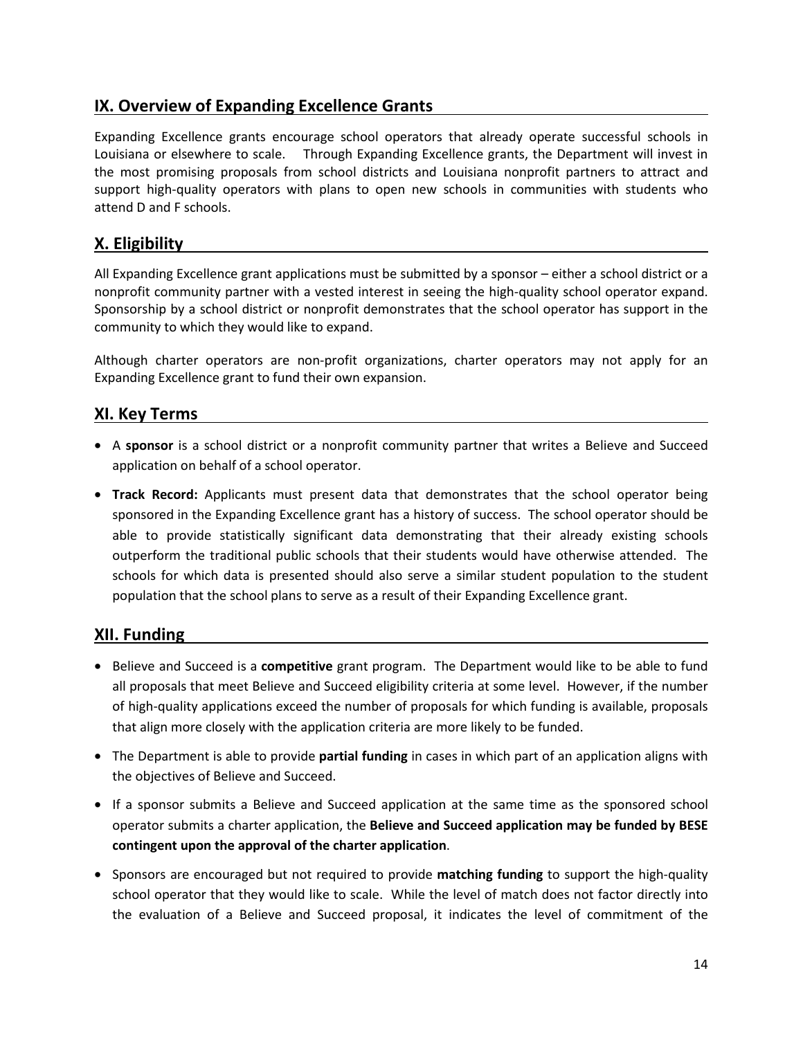## IX. Overview of Expanding Excellence Grants

Expanding Excellence grants encourage school operators that already operate successful schools in Louisiana or elsewhere to scale. Through Expanding Excellence grants, the Department will invest in the most promising proposals from school districts and Louisiana nonprofit partners to attract and support high-quality operators with plans to open new schools in communities with students who attend D and F schools.

## X. Eligibility

All Expanding Excellence grant applications must be submitted by a sponsor – either a school district or a nonprofit community partner with a vested interest in seeing the high-quality school operator expand. Sponsorship by a school district or nonprofit demonstrates that the school operator has support in the community to which they would like to expand.

Although charter operators are non-profit organizations, charter operators may not apply for an Expanding Excellence grant to fund their own expansion.

## XI. Key Terms

- A **sponsor** is a school district or a nonprofit community partner that writes a Believe and Succeed application on behalf of a school operator.
- **Track Record:** Applicants must present data that demonstrates that the school operator being sponsored in the Expanding Excellence grant has a history of success. The school operator should be able to provide statistically significant data demonstrating that their already existing schools outperform the traditional public schools that their students would have otherwise attended. The schools for which data is presented should also serve a similar student population to the student population that the school plans to serve as a result of their Expanding Excellence grant.

## XII. Funding

- Believe and Succeed is a **competitive** grant program. The Department would like to be able to fund all proposals that meet Believe and Succeed eligibility criteria at some level. However, if the number of high-quality applications exceed the number of proposals for which funding is available, proposals that align more closely with the application criteria are more likely to be funded.
- The Department is able to provide **partial funding** in cases in which part of an application aligns with the objectives of Believe and Succeed.
- If a sponsor submits a Believe and Succeed application at the same time as the sponsored school operator submits a charter application, the **Believe and Succeed application may be funded by BESE contingent upon the approval of the charter application**.
- Sponsors are encouraged but not required to provide **matching funding** to support the high-quality school operator that they would like to scale. While the level of match does not factor directly into the evaluation of a Believe and Succeed proposal, it indicates the level of commitment of the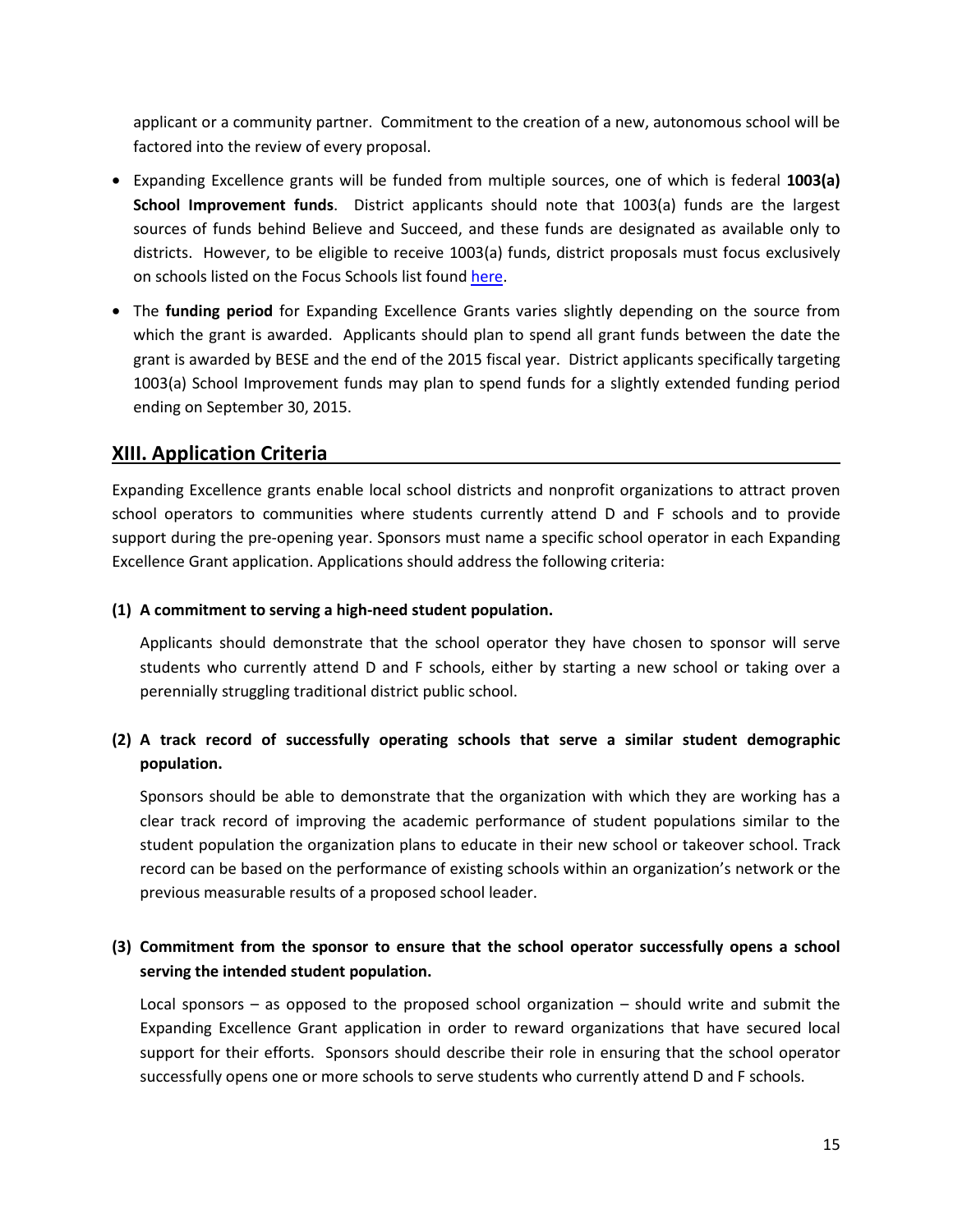applicant or a community partner. Commitment to the creation of a new, autonomous school will be factored into the review of every proposal.

- Expanding Excellence grants will be funded from multiple sources, one of which is federal **1003(a) School Improvement funds**. District applicants should note that 1003(a) funds are the largest sources of funds behind Believe and Succeed, and these funds are designated as available only to districts. However, to be eligible to receive 1003(a) funds, district proposals must focus exclusively on schools listed on the Focus Schools list found [here](here).
- The **funding period** for Expanding Excellence Grants varies slightly depending on the source from which the grant is awarded. Applicants should plan to spend all grant funds between the date the grant is awarded by BESE and the end of the 2015 fiscal year. District applicants specifically targeting 1003(a) School Improvement funds may plan to spend funds for a slightly extended funding period ending on September 30, 2015.

## XIII. Application Criteria

Expanding Excellence grants enable local school districts and nonprofit organizations to attract proven school operators to communities where students currently attend D and F schools and to provide support during the pre-opening year. Sponsors must name a specific school operator in each Expanding Excellence Grant application. Applications should address the following criteria:

**(1) A commitment to serving a high-need student population.**

Applicants should demonstrate that the school operator they have chosen to sponsor will serve students who currently attend D and F schools, either by starting a new school or taking over a perennially struggling traditional district public school.

**(2) A track record of successfully operating schools that serve a similar student demographic population.**

Sponsors should be able to demonstrate that the organization with which they are working has a clear track record of improving the academic performance of student populations similar to the student population the organization plans to educate in their new school or takeover school. Track record can be based on the performance of existing schools within an organization's network or the previous measurable results of a proposed school leader.

**(3) Commitment from the sponsor to ensure that the school operator successfully opens a school serving the intended student population.**

Local sponsors – as opposed to the proposed school organization – should write and submit the Expanding Excellence Grant application in order to reward organizations that have secured local support for their efforts. Sponsors should describe their role in ensuring that the school operator successfully opens one or more schools to serve students who currently attend D and F schools.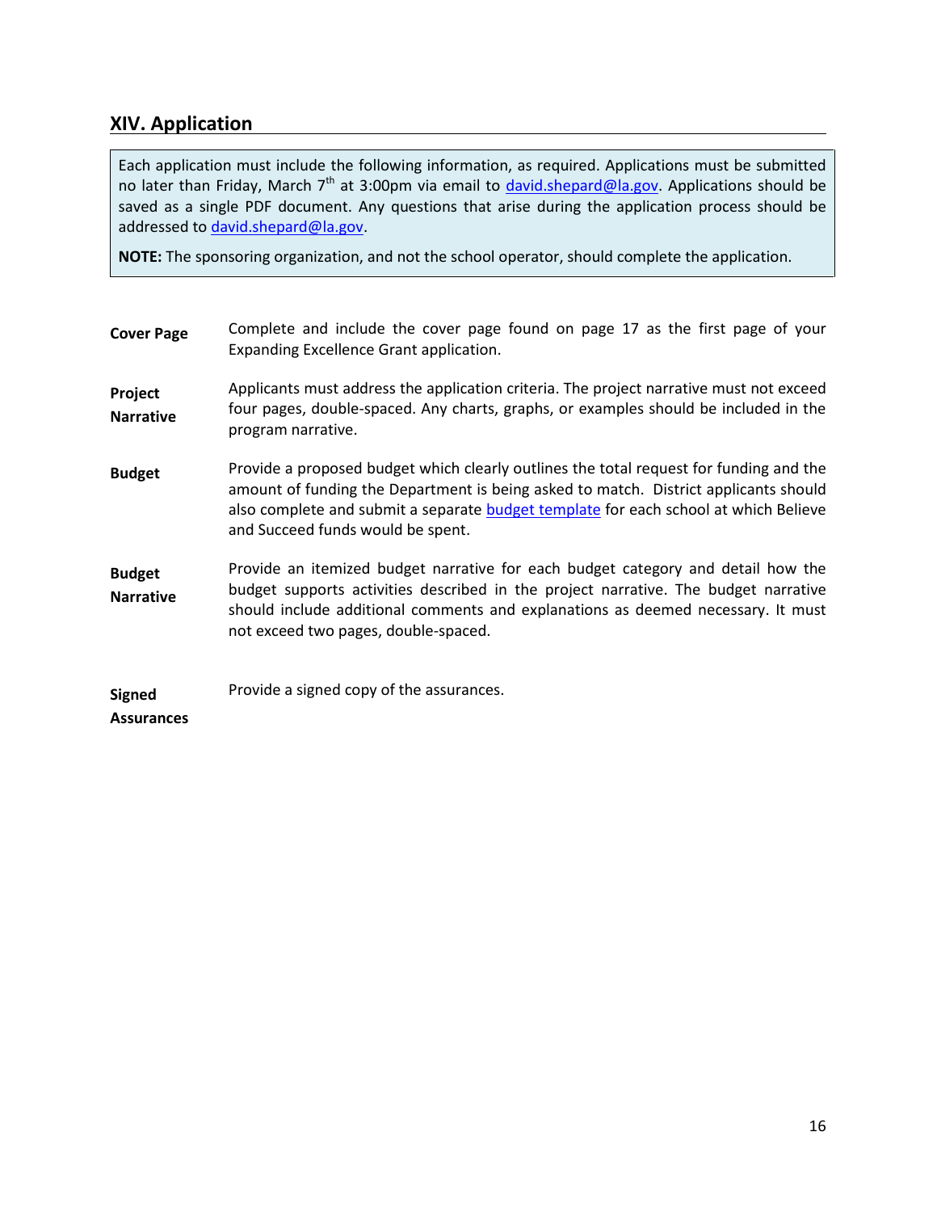## XIV. Application

Each application must include the following information, as required. Applications must be submitted no later than Friday, March 7th at 3:00pm via email to david.shepard@la.gov. Applications should be saved as a single PDF document. Any questions that arise during the application process should be addressed to david.shepard@la.gov.

**NOTE:** The sponsoring organization, and not the school operator, should complete the application.

**Cover Page**

Complete and include the cover page found on page 17 as the first page of your Expanding Excellence Grant application.

**Project Narrative**

Applicants must address the application criteria. The project narrative must not exceed four pages, double-spaced. Any charts, graphs, or examples should be included in the program narrative.

**Budget**

Provide a proposed budget which clearly outlines the total request for funding and the amount of funding the Department is being asked to match. District applicants should also complete and submit a separate budget template for each school at which Believe and Succeed funds would be spent.

**Budget Narrative**

Provide an itemized budget narrative for each budget category and detail how the budget supports activities described in the project narrative. The budget narrative should include additional comments and explanations as deemed necessary. It must not exceed two pages, double-spaced.

**Signed Assurances**

Provide a signed copy of the assurances.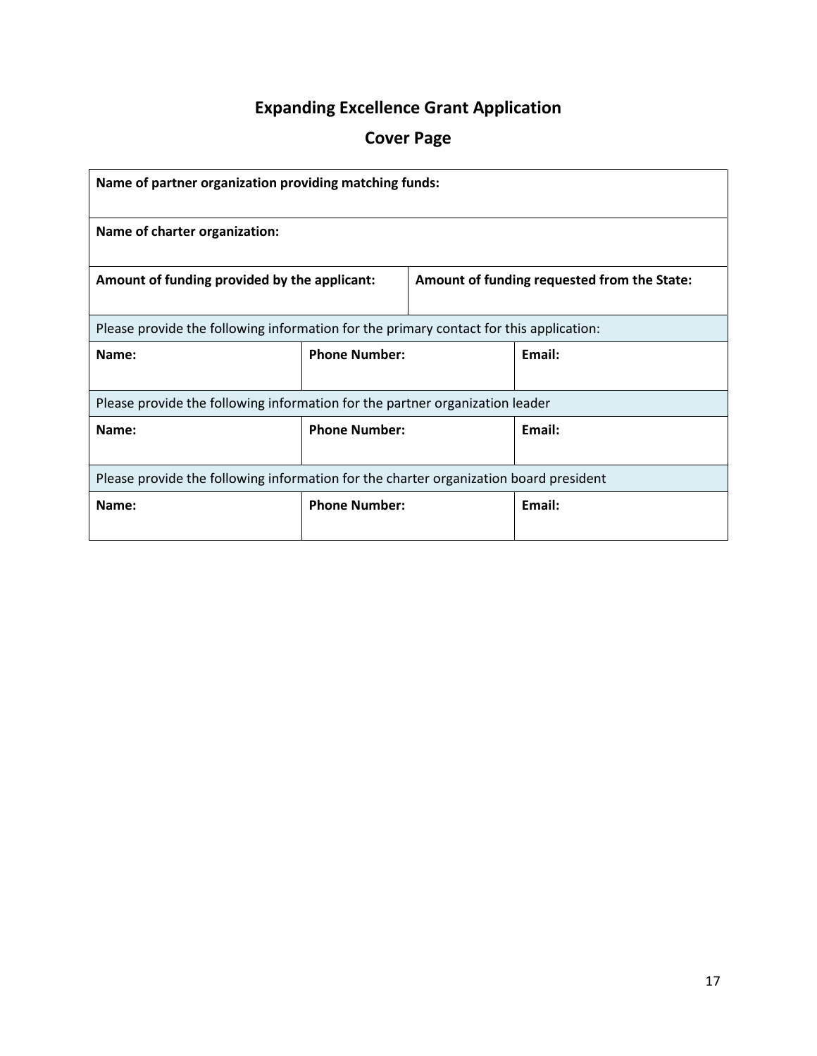# Expanding Excellence Grant Application

## Cover Page

| **Name of partner organization providing matching funds:** | | |
|---|---|---|
| **Name of charter organization:** | | |
| **Amount of funding provided by the applicant:** | **Amount of funding requested from the State:** | |
| Please provide the following information for the primary contact for this application: | | |
| **Name:** | **Phone Number:** | **Email:** |
| Please provide the following information for the partner organization leader | | |
| **Name:** | **Phone Number:** | **Email:** |
| Please provide the following information for the charter organization board president | | |
| **Name:** | **Phone Number:** | **Email:** |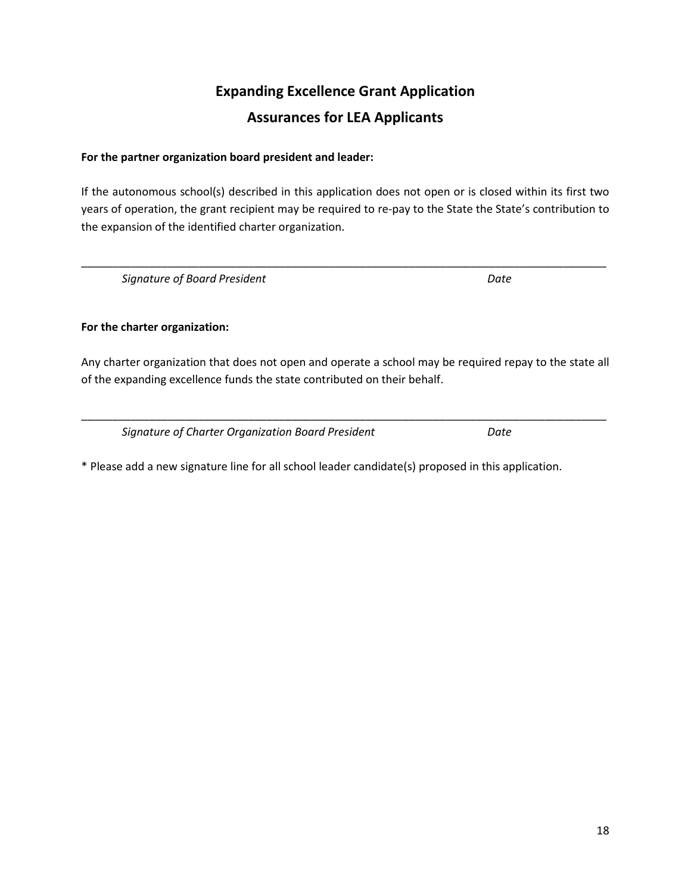# Expanding Excellence Grant Application

## Assurances for LEA Applicants

**For the partner organization board president and leader:**

If the autonomous school(s) described in this application does not open or is closed within its first two years of operation, the grant recipient may be required to re-pay to the State the State's contribution to the expansion of the identified charter organization.

_____________________________________________________________________________________

*Signature of Board President* *Date*

**For the charter organization:**

Any charter organization that does not open and operate a school may be required repay to the state all of the expanding excellence funds the state contributed on their behalf.

_____________________________________________________________________________________

*Signature of Charter Organization Board President* *Date*

* Please add a new signature line for all school leader candidate(s) proposed in this application.